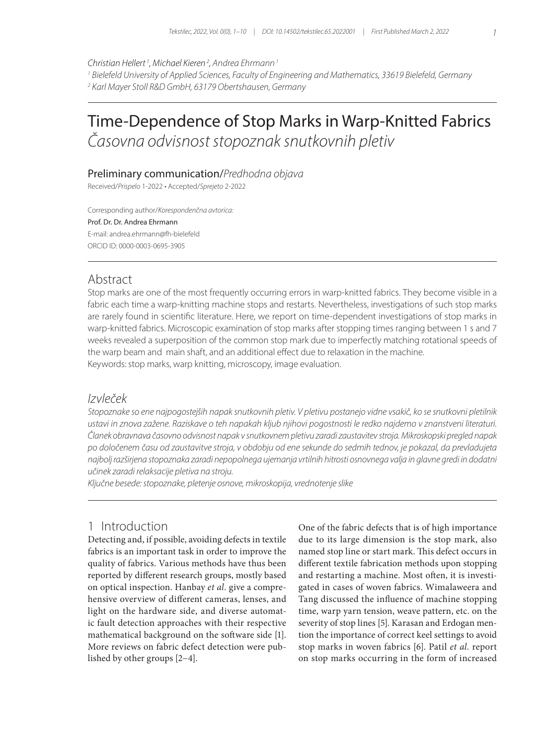Christian Hellert [1], Michael Kieren [2], Andrea Ehrmann [1]

[1] Bielefeld University of Applied Sciences, Faculty of Engineering and Mathematics, 33619 Bielefeld, Germany
[2] Karl Mayer Stoll R&D GmbH, 63179 Obertshausen, Germany

# Time-Dependence of Stop Marks in Warp-Knitted Fabrics

*Časovna odvisnost stopoznak snutkovnih pletiv*

## Preliminary communication/*Predhodna objava*

Received/*Prispelo* 1-2022 • Accepted/*Sprejeto* 2-2022

Corresponding author/*Korespondenčna avtorica:*
Prof. Dr. Dr. Andrea Ehrmann
E-mail: andrea.ehrmann@fh-bielefeld
ORCID ID: 0000-0003-0695-3905

## Abstract

Stop marks are one of the most frequently occurring errors in warp-knitted fabrics. They become visible in a fabric each time a warp-knitting machine stops and restarts. Nevertheless, investigations of such stop marks are rarely found in scientific literature. Here, we report on time-dependent investigations of stop marks in warp-knitted fabrics. Microscopic examination of stop marks after stopping times ranging between 1 s and 7 weeks revealed a superposition of the common stop mark due to imperfectly matching rotational speeds of the warp beam and main shaft, and an additional effect due to relaxation in the machine.
Keywords: stop marks, warp knitting, microscopy, image evaluation.

## *Izvleček*

*Stopoznake so ene najpogostejših napak snutkovnih pletiv. V pletivu postanejo vidne vsakič, ko se snutkovni pletilnik ustavi in znova zažene. Raziskave o teh napakah kljub njihovi pogostnosti le redko najdemo v znanstveni literaturi. Članek obravnava časovno odvisnost napak v snutkovnem pletivu zaradi zaustavitev stroja. Mikroskopski pregled napak po določenem času od zaustavitve stroja, v obdobju od ene sekunde do sedmih tednov, je pokazal, da prevladujeta najbolj razširjena stopoznaka zaradi nepopolnega ujemanja vrtilnih hitrosti osnovnega valja in glavne gredi in dodatni učinek zaradi relaksacije pletiva na stroju.*
*Ključne besede: stopoznake, pletenje osnove, mikroskopija, vrednotenje slike*

## 1 Introduction

Detecting and, if possible, avoiding defects in textile fabrics is an important task in order to improve the quality of fabrics. Various methods have thus been reported by different research groups, mostly based on optical inspection. Hanbay *et al.* give a comprehensive overview of different cameras, lenses, and light on the hardware side, and diverse automatic fault detection approaches with their respective mathematical background on the software side [1]. More reviews on fabric defect detection were published by other groups [2–4].

One of the fabric defects that is of high importance due to its large dimension is the stop mark, also named stop line or start mark. This defect occurs in different textile fabrication methods upon stopping and restarting a machine. Most often, it is investigated in cases of woven fabrics. Wimalaweera and Tang discussed the influence of machine stopping time, warp yarn tension, weave pattern, etc. on the severity of stop lines [5]. Karasan and Erdogan mention the importance of correct keel settings to avoid stop marks in woven fabrics [6]. Patil *et al.* report on stop marks occurring in the form of increased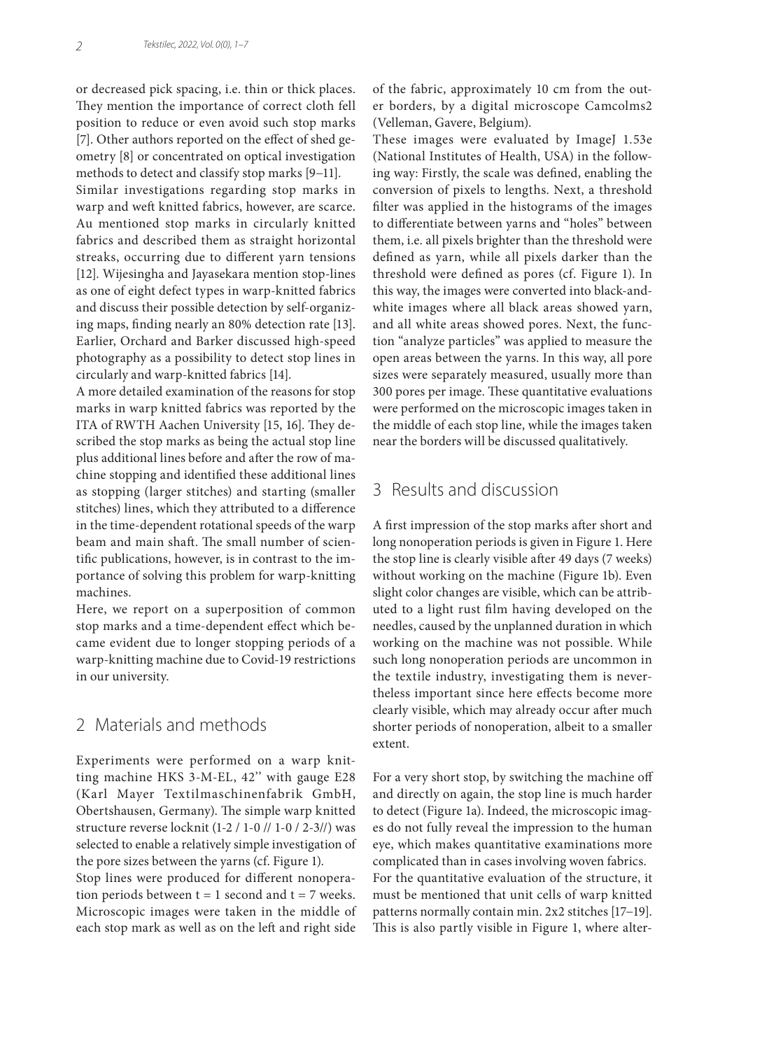or decreased pick spacing, i.e. thin or thick places. They mention the importance of correct cloth fell position to reduce or even avoid such stop marks [7]. Other authors reported on the effect of shed geometry [8] or concentrated on optical investigation methods to detect and classify stop marks [9–11].

Similar investigations regarding stop marks in warp and weft knitted fabrics, however, are scarce. Au mentioned stop marks in circularly knitted fabrics and described them as straight horizontal streaks, occurring due to different yarn tensions [12]. Wijesingha and Jayasekara mention stop-lines as one of eight defect types in warp-knitted fabrics and discuss their possible detection by self-organizing maps, finding nearly an 80% detection rate [13]. Earlier, Orchard and Barker discussed high-speed photography as a possibility to detect stop lines in circularly and warp-knitted fabrics [14].

A more detailed examination of the reasons for stop marks in warp knitted fabrics was reported by the ITA of RWTH Aachen University [15, 16]. They described the stop marks as being the actual stop line plus additional lines before and after the row of machine stopping and identified these additional lines as stopping (larger stitches) and starting (smaller stitches) lines, which they attributed to a difference in the time-dependent rotational speeds of the warp beam and main shaft. The small number of scientific publications, however, is in contrast to the importance of solving this problem for warp-knitting machines.

Here, we report on a superposition of common stop marks and a time-dependent effect which became evident due to longer stopping periods of a warp-knitting machine due to Covid-19 restrictions in our university.

## 2 Materials and methods

Experiments were performed on a warp knitting machine HKS 3-M-EL, 42'' with gauge E28 (Karl Mayer Textilmaschinenfabrik GmbH, Obertshausen, Germany). The simple warp knitted structure reverse locknit (1-2 / 1-0 // 1-0 / 2-3//) was selected to enable a relatively simple investigation of the pore sizes between the yarns (cf. Figure 1).

Stop lines were produced for different nonoperation periods between t = 1 second and t = 7 weeks. Microscopic images were taken in the middle of each stop mark as well as on the left and right side of the fabric, approximately 10 cm from the outer borders, by a digital microscope Camcolms2 (Velleman, Gavere, Belgium).

These images were evaluated by ImageJ 1.53e (National Institutes of Health, USA) in the following way: Firstly, the scale was defined, enabling the conversion of pixels to lengths. Next, a threshold filter was applied in the histograms of the images to differentiate between yarns and "holes" between them, i.e. all pixels brighter than the threshold were defined as yarn, while all pixels darker than the threshold were defined as pores (cf. Figure 1). In this way, the images were converted into black-and-white images where all black areas showed yarn, and all white areas showed pores. Next, the function "analyze particles" was applied to measure the open areas between the yarns. In this way, all pore sizes were separately measured, usually more than 300 pores per image. These quantitative evaluations were performed on the microscopic images taken in the middle of each stop line, while the images taken near the borders will be discussed qualitatively.

## 3 Results and discussion

A first impression of the stop marks after short and long nonoperation periods is given in Figure 1. Here the stop line is clearly visible after 49 days (7 weeks) without working on the machine (Figure 1b). Even slight color changes are visible, which can be attributed to a light rust film having developed on the needles, caused by the unplanned duration in which working on the machine was not possible. While such long nonoperation periods are uncommon in the textile industry, investigating them is nevertheless important since here effects become more clearly visible, which may already occur after much shorter periods of nonoperation, albeit to a smaller extent.

For a very short stop, by switching the machine off and directly on again, the stop line is much harder to detect (Figure 1a). Indeed, the microscopic images do not fully reveal the impression to the human eye, which makes quantitative examinations more complicated than in cases involving woven fabrics.

For the quantitative evaluation of the structure, it must be mentioned that unit cells of warp knitted patterns normally contain min. 2x2 stitches [17–19]. This is also partly visible in Figure 1, where alter-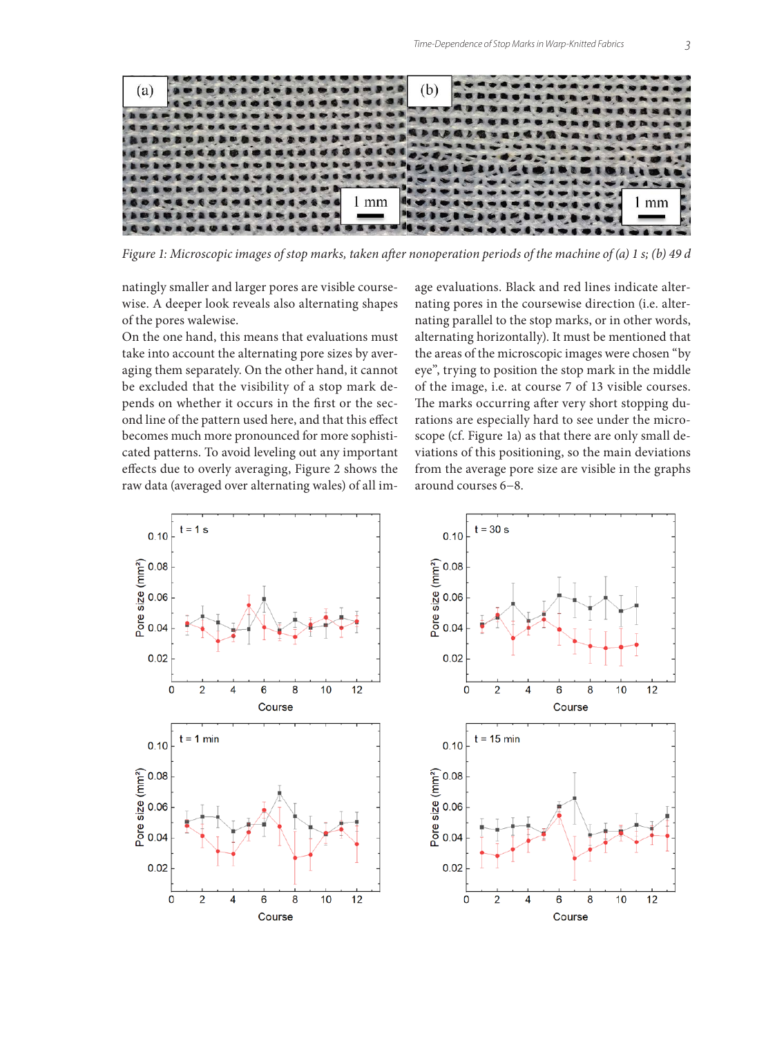Figure 1: Microscopic images of stop marks, taken after nonoperation periods of the machine of (a) 1 s; (b) 49 d

natingly smaller and larger pores are visible coursewise. A deeper look reveals also alternating shapes of the pores walewise.

On the one hand, this means that evaluations must take into account the alternating pore sizes by averaging them separately. On the other hand, it cannot be excluded that the visibility of a stop mark depends on whether it occurs in the first or the second line of the pattern used here, and that this effect becomes much more pronounced for more sophisticated patterns. To avoid leveling out any important effects due to overly averaging, Figure 2 shows the raw data (averaged over alternating wales) of all image evaluations. Black and red lines indicate alternating pores in the coursewise direction (i.e. alternating parallel to the stop marks, or in other words, alternating horizontally). It must be mentioned that the areas of the microscopic images were chosen "by eye", trying to position the stop mark in the middle of the image, i.e. at course 7 of 13 visible courses. The marks occurring after very short stopping durations are especially hard to see under the microscope (cf. Figure 1a) as that there are only small deviations of this positioning, so the main deviations from the average pore size are visible in the graphs around courses 6–8.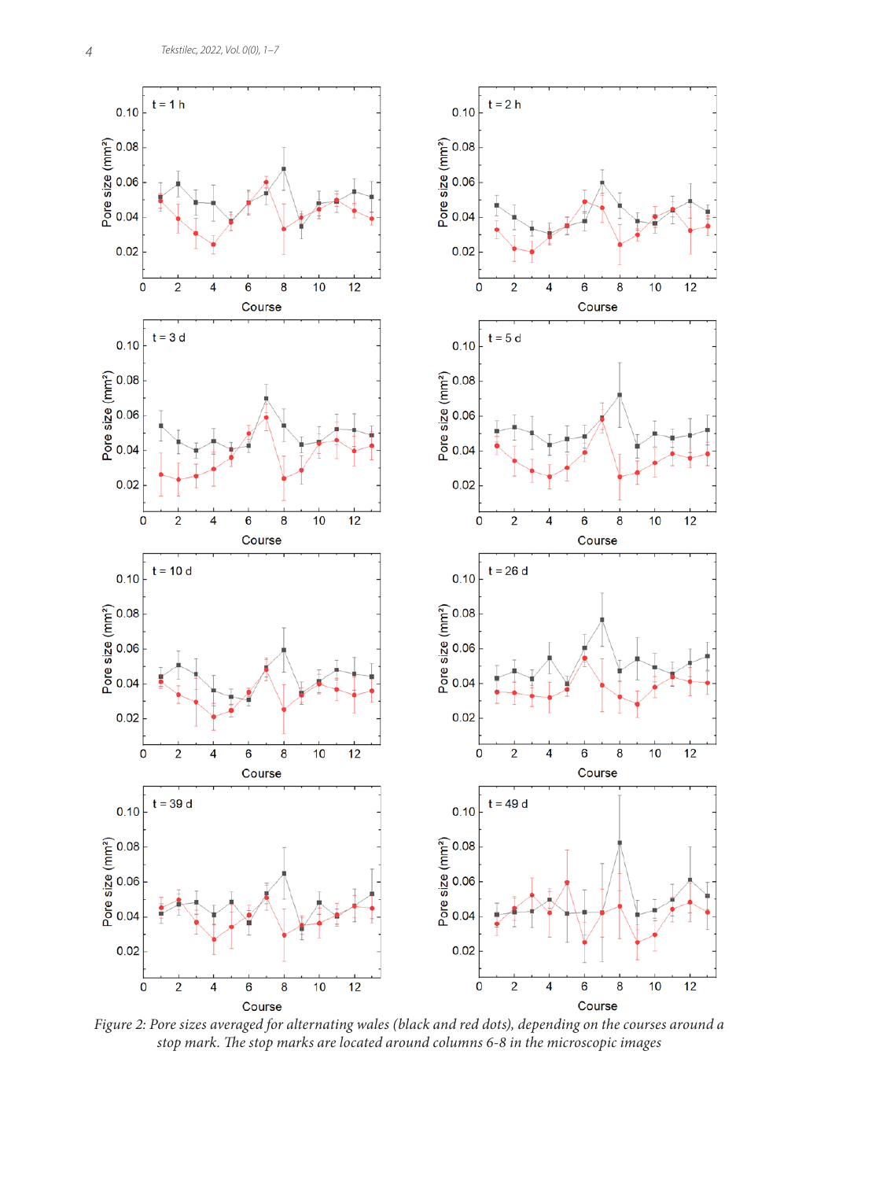*Figure 2: Pore sizes averaged for alternating wales (black and red dots), depending on the courses around a stop mark. The stop marks are located around columns 6-8 in the microscopic images*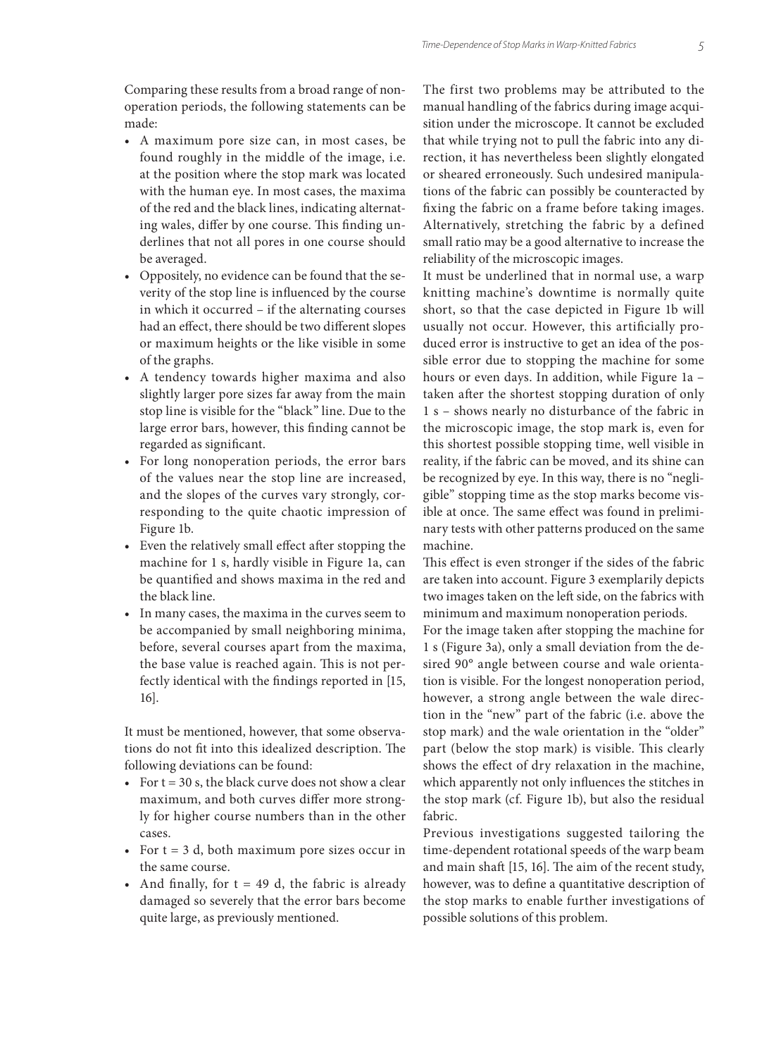Comparing these results from a broad range of nonoperation periods, the following statements can be made:

- A maximum pore size can, in most cases, be found roughly in the middle of the image, i.e. at the position where the stop mark was located with the human eye. In most cases, the maxima of the red and the black lines, indicating alternating wales, differ by one course. This finding underlines that not all pores in one course should be averaged.
- Oppositely, no evidence can be found that the severity of the stop line is influenced by the course in which it occurred – if the alternating courses had an effect, there should be two different slopes or maximum heights or the like visible in some of the graphs.
- A tendency towards higher maxima and also slightly larger pore sizes far away from the main stop line is visible for the "black" line. Due to the large error bars, however, this finding cannot be regarded as significant.
- For long nonoperation periods, the error bars of the values near the stop line are increased, and the slopes of the curves vary strongly, corresponding to the quite chaotic impression of Figure 1b.
- Even the relatively small effect after stopping the machine for 1 s, hardly visible in Figure 1a, can be quantified and shows maxima in the red and the black line.
- In many cases, the maxima in the curves seem to be accompanied by small neighboring minima, before, several courses apart from the maxima, the base value is reached again. This is not perfectly identical with the findings reported in [15, 16].

It must be mentioned, however, that some observations do not fit into this idealized description. The following deviations can be found:

- For t = 30 s, the black curve does not show a clear maximum, and both curves differ more strongly for higher course numbers than in the other cases.
- For t = 3 d, both maximum pore sizes occur in the same course.
- And finally, for t = 49 d, the fabric is already damaged so severely that the error bars become quite large, as previously mentioned.

The first two problems may be attributed to the manual handling of the fabrics during image acquisition under the microscope. It cannot be excluded that while trying not to pull the fabric into any direction, it has nevertheless been slightly elongated or sheared erroneously. Such undesired manipulations of the fabric can possibly be counteracted by fixing the fabric on a frame before taking images. Alternatively, stretching the fabric by a defined small ratio may be a good alternative to increase the reliability of the microscopic images.

It must be underlined that in normal use, a warp knitting machine's downtime is normally quite short, so that the case depicted in Figure 1b will usually not occur. However, this artificially produced error is instructive to get an idea of the possible error due to stopping the machine for some hours or even days. In addition, while Figure 1a – taken after the shortest stopping duration of only 1 s – shows nearly no disturbance of the fabric in the microscopic image, the stop mark is, even for this shortest possible stopping time, well visible in reality, if the fabric can be moved, and its shine can be recognized by eye. In this way, there is no "negligible" stopping time as the stop marks become visible at once. The same effect was found in preliminary tests with other patterns produced on the same machine.

This effect is even stronger if the sides of the fabric are taken into account. Figure 3 exemplarily depicts two images taken on the left side, on the fabrics with minimum and maximum nonoperation periods.

For the image taken after stopping the machine for 1 s (Figure 3a), only a small deviation from the desired 90° angle between course and wale orientation is visible. For the longest nonoperation period, however, a strong angle between the wale direction in the "new" part of the fabric (i.e. above the stop mark) and the wale orientation in the "older" part (below the stop mark) is visible. This clearly shows the effect of dry relaxation in the machine, which apparently not only influences the stitches in the stop mark (cf. Figure 1b), but also the residual fabric.

Previous investigations suggested tailoring the time-dependent rotational speeds of the warp beam and main shaft [15, 16]. The aim of the recent study, however, was to define a quantitative description of the stop marks to enable further investigations of possible solutions of this problem.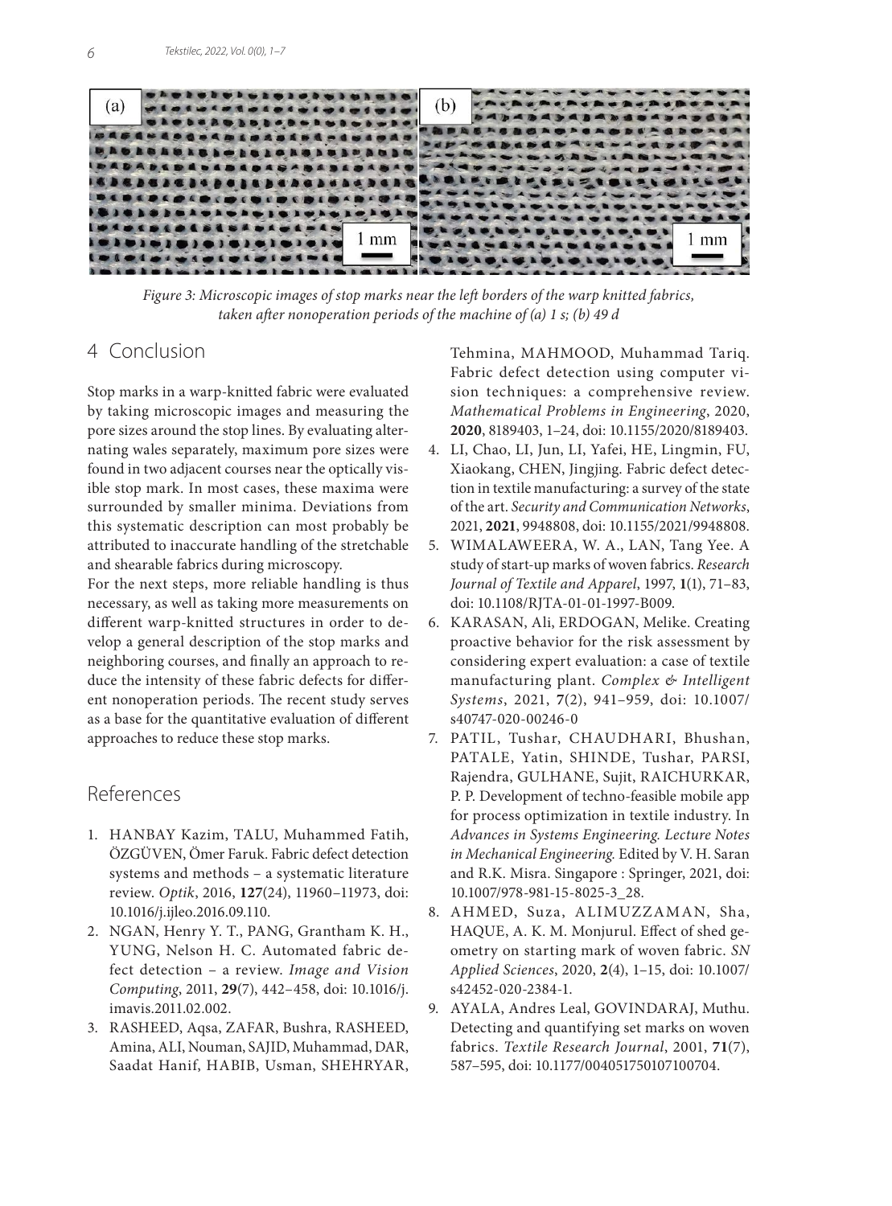Figure 3: Microscopic images of stop marks near the left borders of the warp knitted fabrics, taken after nonoperation periods of the machine of (a) 1 s; (b) 49 d

## 4 Conclusion

Stop marks in a warp-knitted fabric were evaluated by taking microscopic images and measuring the pore sizes around the stop lines. By evaluating alternating wales separately, maximum pore sizes were found in two adjacent courses near the optically visible stop mark. In most cases, these maxima were surrounded by smaller minima. Deviations from this systematic description can most probably be attributed to inaccurate handling of the stretchable and shearable fabrics during microscopy.

For the next steps, more reliable handling is thus necessary, as well as taking more measurements on different warp-knitted structures in order to develop a general description of the stop marks and neighboring courses, and finally an approach to reduce the intensity of these fabric defects for different nonoperation periods. The recent study serves as a base for the quantitative evaluation of different approaches to reduce these stop marks.

## References

1. HANBAY Kazim, TALU, Muhammed Fatih, ÖZGÜVEN, Ömer Faruk. Fabric defect detection systems and methods – a systematic literature review. *Optik*, 2016, **127**(24), 11960–11973, doi: 10.1016/j.ijleo.2016.09.110.
2. NGAN, Henry Y. T., PANG, Grantham K. H., YUNG, Nelson H. C. Automated fabric defect detection – a review. *Image and Vision Computing*, 2011, **29**(7), 442–458, doi: 10.1016/j.imavis.2011.02.002.
3. RASHEED, Aqsa, ZAFAR, Bushra, RASHEED, Amina, ALI, Nouman, SAJID, Muhammad, DAR, Saadat Hanif, HABIB, Usman, SHEHRYAR, Tehmina, MAHMOOD, Muhammad Tariq. Fabric defect detection using computer vision techniques: a comprehensive review. *Mathematical Problems in Engineering*, 2020, **2020**, 8189403, 1–24, doi: 10.1155/2020/8189403.
4. LI, Chao, LI, Jun, LI, Yafei, HE, Lingmin, FU, Xiaokang, CHEN, Jingjing. Fabric defect detection in textile manufacturing: a survey of the state of the art. *Security and Communication Networks*, 2021, **2021**, 9948808, doi: 10.1155/2021/9948808.
5. WIMALAWEERA, W. A., LAN, Tang Yee. A study of start-up marks of woven fabrics. *Research Journal of Textile and Apparel*, 1997, **1**(1), 71–83, doi: 10.1108/RJTA-01-01-1997-B009.
6. KARASAN, Ali, ERDOGAN, Melike. Creating proactive behavior for the risk assessment by considering expert evaluation: a case of textile manufacturing plant. *Complex & Intelligent Systems*, 2021, **7**(2), 941–959, doi: 10.1007/s40747-020-00246-0
7. PATIL, Tushar, CHAUDHARI, Bhushan, PATALE, Yatin, SHINDE, Tushar, PARSI, Rajendra, GULHANE, Sujit, RAICHURKAR, P. P. Development of techno-feasible mobile app for process optimization in textile industry. In *Advances in Systems Engineering. Lecture Notes in Mechanical Engineering.* Edited by V. H. Saran and R.K. Misra. Singapore : Springer, 2021, doi: 10.1007/978-981-15-8025-3_28.
8. AHMED, Suza, ALIMUZZAMAN, Sha, HAQUE, A. K. M. Monjurul. Effect of shed geometry on starting mark of woven fabric. *SN Applied Sciences*, 2020, **2**(4), 1–15, doi: 10.1007/s42452-020-2384-1.
9. AYALA, Andres Leal, GOVINDARAJ, Muthu. Detecting and quantifying set marks on woven fabrics. *Textile Research Journal*, 2001, **71**(7), 587–595, doi: 10.1177/004051750107100704.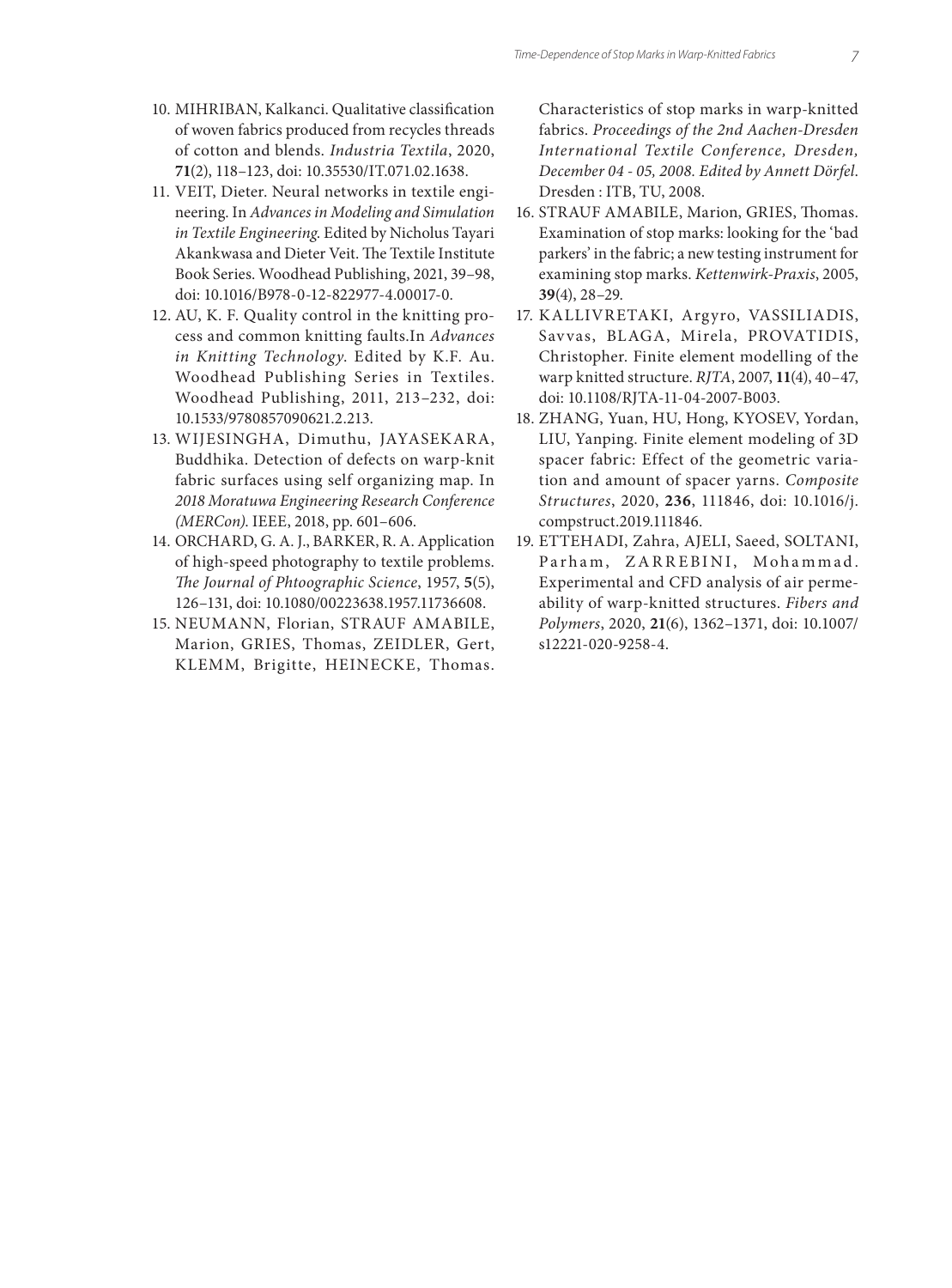10. MIHRIBAN, Kalkanci. Qualitative classification of woven fabrics produced from recycles threads of cotton and blends. *Industria Textila*, 2020, **71**(2), 118–123, doi: 10.35530/IT.071.02.1638.
11. VEIT, Dieter. Neural networks in textile engineering. In *Advances in Modeling and Simulation in Textile Engineering*. Edited by Nicholus Tayari Akankwasa and Dieter Veit. The Textile Institute Book Series. Woodhead Publishing, 2021, 39–98, doi: 10.1016/B978-0-12-822977-4.00017-0.
12. AU, K. F. Quality control in the knitting process and common knitting faults.In *Advances in Knitting Technology*. Edited by K.F. Au. Woodhead Publishing Series in Textiles. Woodhead Publishing, 2011, 213–232, doi: 10.1533/9780857090621.2.213.
13. WIJESINGHA, Dimuthu, JAYASEKARA, Buddhika. Detection of defects on warp-knit fabric surfaces using self organizing map. In *2018 Moratuwa Engineering Research Conference (MERCon)*. IEEE, 2018, pp. 601–606.
14. ORCHARD, G. A. J., BARKER, R. A. Application of high-speed photography to textile problems. *The Journal of Phtoographic Science*, 1957, **5**(5), 126–131, doi: 10.1080/00223638.1957.11736608.
15. NEUMANN, Florian, STRAUF AMABILE, Marion, GRIES, Thomas, ZEIDLER, Gert, KLEMM, Brigitte, HEINECKE, Thomas. Characteristics of stop marks in warp-knitted fabrics. *Proceedings of the 2nd Aachen-Dresden International Textile Conference, Dresden, December 04 - 05, 2008. Edited by Annett Dörfel*. Dresden : ITB, TU, 2008.
16. STRAUF AMABILE, Marion, GRIES, Thomas. Examination of stop marks: looking for the 'bad parkers' in the fabric; a new testing instrument for examining stop marks. *Kettenwirk-Praxis*, 2005, **39**(4), 28–29.
17. KALLIVRETAKI, Argyro, VASSILIADIS, Savvas, BLAGA, Mirela, PROVATIDIS, Christopher. Finite element modelling of the warp knitted structure. *RJTA*, 2007, **11**(4), 40–47, doi: 10.1108/RJTA-11-04-2007-B003.
18. ZHANG, Yuan, HU, Hong, KYOSEV, Yordan, LIU, Yanping. Finite element modeling of 3D spacer fabric: Effect of the geometric variation and amount of spacer yarns. *Composite Structures*, 2020, **236**, 111846, doi: 10.1016/j.compstruct.2019.111846.
19. ETTEHADI, Zahra, AJELI, Saeed, SOLTANI, Parham, ZARREBINI, Mohammad. Experimental and CFD analysis of air permeability of warp-knitted structures. *Fibers and Polymers*, 2020, **21**(6), 1362–1371, doi: 10.1007/s12221-020-9258-4.